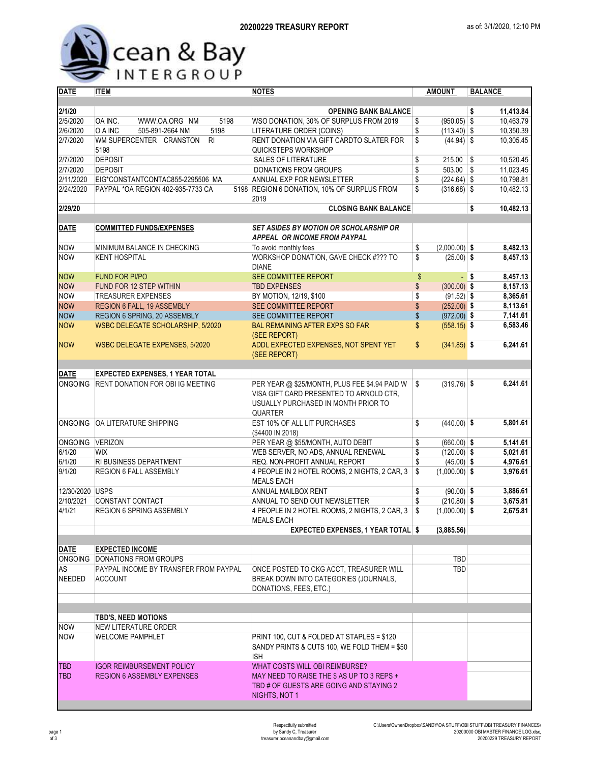# 20200229 TREASURY REPORT

as of: 3/1/2020, 12:10 PM

Ocean & Bay INTERGROUP

| DATE | ITEM | NOTES | AMOUNT | BALANCE |
|---|---|---|---|---|
| 2/1/20 | | **OPENING BANK BALANCE** | | **$ 11,413.84** |
| 2/5/2020 | OA INC. WWW.OA.ORG NM 5198 | WSO DONATION, 30% OF SURPLUS FROM 2019 | $ (950.05) | $ 10,463.79 |
| 2/6/2020 | O A INC 505-891-2664 NM 5198 | LITERATURE ORDER (COINS) | $ (113.40) | $ 10,350.39 |
| 2/7/2020 | WM SUPERCENTER CRANSTON RI 5198 | RENT DONATION VIA GIFT CARDTO SLATER FOR QUICKSTEPS WORKSHOP | $ (44.94) | $ 10,305.45 |
| 2/7/2020 | DEPOSIT | SALES OF LITERATURE | $ 215.00 | $ 10,520.45 |
| 2/7/2020 | DEPOSIT | DONATIONS FROM GROUPS | $ 503.00 | $ 11,023.45 |
| 2/11/2020 | EIG*CONSTANTCONTAC855-2295506 MA | ANNUAL EXP FOR NEWSLETTER | $ (224.64) | $ 10,798.81 |
| 2/24/2020 | PAYPAL *OA REGION 402-935-7733 CA 5198 | REGION 6 DONATION, 10% OF SURPLUS FROM 2019 | $ (316.68) | $ 10,482.13 |
| 2/29/20 | | **CLOSING BANK BALANCE** | | **$ 10,482.13** |
| **DATE** | **COMMITTED FUNDS/EXPENSES** | ***SET ASIDES BY MOTION OR SCHOLARSHIP OR APPEAL OR INCOME FROM PAYPAL*** | | |
| NOW | MINIMUM BALANCE IN CHECKING | To avoid monthly fees | $ (2,000.00) | **$ 8,482.13** |
| NOW | KENT HOSPITAL | WORKSHOP DONATION, GAVE CHECK #??? TO DIANE | $ (25.00) | **$ 8,457.13** |
| NOW | FUND FOR PI/PO | SEE COMMITTEE REPORT | $ - | **$ 8,457.13** |
| NOW | FUND FOR 12 STEP WITHIN | TBD EXPENSES | $ (300.00) | **$ 8,157.13** |
| NOW | TREASURER EXPENSES | BY MOTION, 12/19, $100 | $ (91.52) | **$ 8,365.61** |
| NOW | REGION 6 FALL, 19 ASSEMBLY | SEE COMMITTEE REPORT | $ (252.00) | **$ 8,113.61** |
| NOW | REGION 6 SPRING, 20 ASSEMBLY | SEE COMMITTEE REPORT | $ (972.00) | **$ 7,141.61** |
| NOW | WSBC DELEGATE SCHOLARSHIP, 5/2020 | BAL REMAINING AFTER EXPS SO FAR (SEE REPORT) | $ (558.15) | **$ 6,583.46** |
| NOW | WSBC DELEGATE EXPENSES, 5/2020 | ADDL EXPECTED EXPENSES, NOT SPENT YET (SEE REPORT) | $ (341.85) | **$ 6,241.61** |
| **DATE** | **EXPECTED EXPENSES, 1 YEAR TOTAL** | | | |
| ONGOING | RENT DONATION FOR OBI IG MEETING | PER YEAR @ $25/MONTH, PLUS FEE $4.94 PAID W VISA GIFT CARD PRESENTED TO ARNOLD CTR, USUALLY PURCHASED IN MONTH PRIOR TO QUARTER | $ (319.76) | **$ 6,241.61** |
| ONGOING | OA LITERATURE SHIPPING | EST 10% OF ALL LIT PURCHASES ($4400 IN 2018) | $ (440.00) | **$ 5,801.61** |
| ONGOING | VERIZON | PER YEAR @ $55/MONTH, AUTO DEBIT | $ (660.00) | **$ 5,141.61** |
| 6/1/20 | WIX | WEB SERVER, NO ADS, ANNUAL RENEWAL | $ (120.00) | **$ 5,021.61** |
| 6/1/20 | RI BUSINESS DEPARTMENT | REQ. NON-PROFIT ANNUAL REPORT | $ (45.00) | **$ 4,976.61** |
| 9/1/20 | REGION 6 FALL ASSEMBLY | 4 PEOPLE IN 2 HOTEL ROOMS, 2 NIGHTS, 2 CAR, 3 MEALS EACH | $ (1,000.00) | **$ 3,976.61** |
| 12/30/2020 | USPS | ANNUAL MAILBOX RENT | $ (90.00) | **$ 3,886.61** |
| 2/10/2021 | CONSTANT CONTACT | ANNUAL TO SEND OUT NEWSLETTER | $ (210.80) | **$ 3,675.81** |
| 4/1/21 | REGION 6 SPRING ASSEMBLY | 4 PEOPLE IN 2 HOTEL ROOMS, 2 NIGHTS, 2 CAR, 3 MEALS EACH | $ (1,000.00) | **$ 2,675.81** |
| | | **EXPECTED EXPENSES, 1 YEAR TOTAL** | **$ (3,885.56)** | |
| **DATE** | **EXPECTED INCOME** | | | |
| ONGOING | DONATIONS FROM GROUPS | | TBD | |
| AS NEEDED | PAYPAL INCOME BY TRANSFER FROM PAYPAL ACCOUNT | ONCE POSTED TO CKG ACCT, TREASURER WILL BREAK DOWN INTO CATEGORIES (JOURNALS, DONATIONS, FEES, ETC.) | TBD | |
| | **TBD'S, NEED MOTIONS** | | | |
| NOW | NEW LITERATURE ORDER | | | |
| NOW | WELCOME PAMPHLET | PRINT 100, CUT & FOLDED AT STAPLES = $120 SANDY PRINTS & CUTS 100, WE FOLD THEM = $50 ISH | | |
| TBD | IGOR REIMBURSEMENT POLICY | WHAT COSTS WILL OBI REIMBURSE? | | |
| TBD | REGION 6 ASSEMBLY EXPENSES | MAY NEED TO RAISE THE $ AS UP TO 3 REPS + TBD # OF GUESTS ARE GOING AND STAYING 2 NIGHTS, NOT 1 | | |

Respectfully submitted
by Sandy C, Treasurer
treasurer.oceanandbay@gmail.com

C:\Users\Owner\Dropbox\SANDY\OA STUFF\OBI STUFF\OBI TREASURY FINANCES\20200000 OBI MASTER FINANCE LOG.xlsx, 20200229 TREASURY REPORT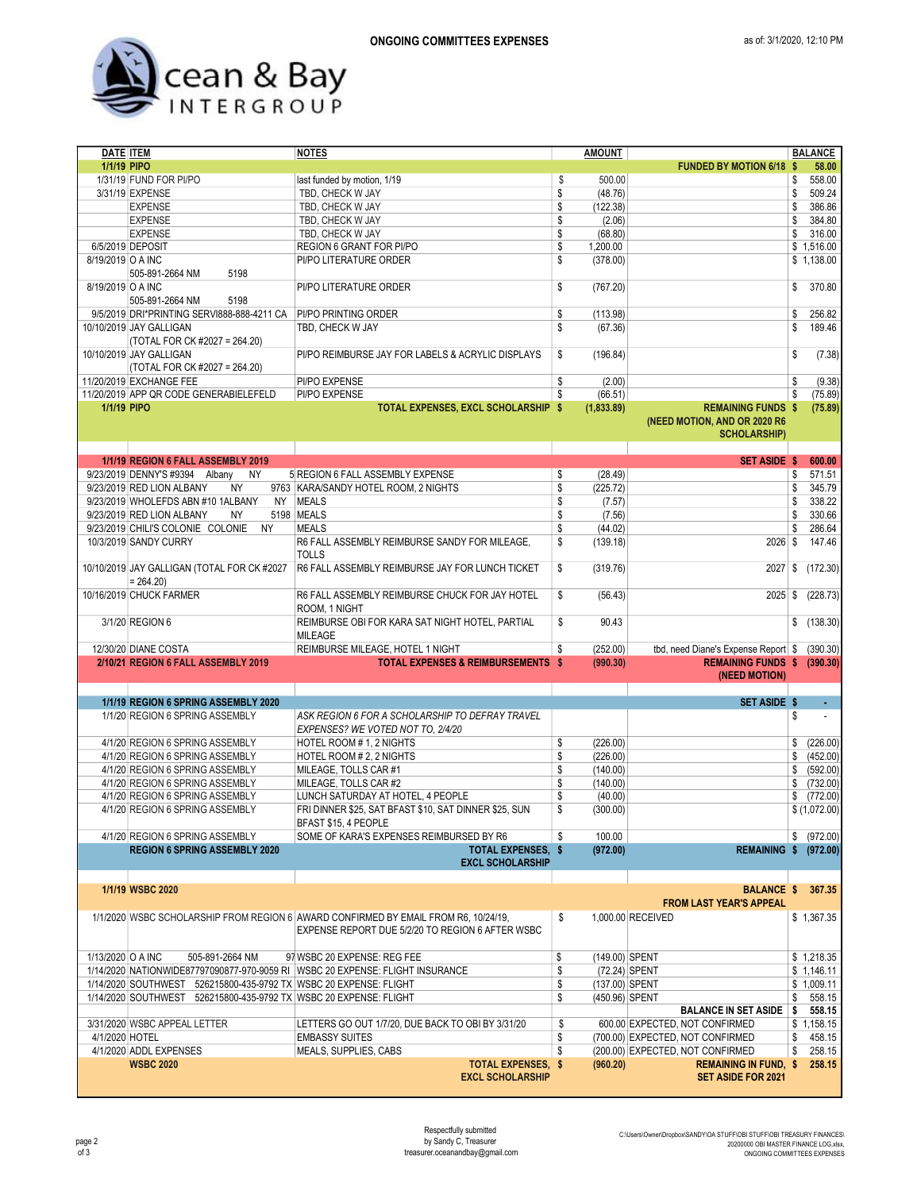**ONGOING COMMITTEES EXPENSES**

as of: 3/1/2020, 12:10 PM

Ocean & Bay INTERGROUP

| DATE | ITEM | NOTES | AMOUNT | | BALANCE |
|---|---|---|---|---|---|
| 1/1/19 | PIPO | | | FUNDED BY MOTION 6/18 | $ 58.00 |
| 1/31/19 | FUND FOR PI/PO | last funded by motion, 1/19 | $ 500.00 | | $ 558.00 |
| 3/31/19 | EXPENSE | TBD, CHECK W JAY | $ (48.76) | | $ 509.24 |
| | EXPENSE | TBD, CHECK W JAY | $ (122.38) | | $ 386.86 |
| | EXPENSE | TBD, CHECK W JAY | $ (2.06) | | $ 384.80 |
| | EXPENSE | TBD, CHECK W JAY | $ (68.80) | | $ 316.00 |
| 6/5/2019 | DEPOSIT | REGION 6 GRANT FOR PI/PO | $ 1,200.00 | | $ 1,516.00 |
| 8/19/2019 | O A INC 505-891-2664 NM 5198 | PI/PO LITERATURE ORDER | $ (378.00) | | $ 1,138.00 |
| 8/19/2019 | O A INC 505-891-2664 NM 5198 | PI/PO LITERATURE ORDER | $ (767.20) | | $ 370.80 |
| 9/5/2019 | DRI*PRINTING SERVI888-888-4211 CA | PI/PO PRINTING ORDER | $ (113.98) | | $ 256.82 |
| 10/10/2019 | JAY GALLIGAN (TOTAL FOR CK #2027 = 264.20) | TBD, CHECK W JAY | $ (67.36) | | $ 189.46 |
| 10/10/2019 | JAY GALLIGAN (TOTAL FOR CK #2027 = 264.20) | PI/PO REIMBURSE JAY FOR LABELS & ACRYLIC DISPLAYS | $ (196.84) | | $ (7.38) |
| 11/20/2019 | EXCHANGE FEE | PI/PO EXPENSE | $ (2.00) | | $ (9.38) |
| 11/20/2019 | APP QR CODE GENERABIELEFELD | PI/PO EXPENSE | $ (66.51) | | $ (75.89) |
| 1/1/19 | PIPO | TOTAL EXPENSES, EXCL SCHOLARSHIP | $ (1,833.89) | REMAINING FUNDS (NEED MOTION, AND OR 2020 R6 SCHOLARSHIP) | $ (75.89) |
| | | | | | |
| 1/1/19 | REGION 6 FALL ASSEMBLY 2019 | | | SET ASIDE | $ 600.00 |
| 9/23/2019 | DENNY'S #9394 Albany NY | 5 REGION 6 FALL ASSEMBLY EXPENSE | $ (28.49) | | $ 571.51 |
| 9/23/2019 | RED LION ALBANY NY | 9763 KARA/SANDY HOTEL ROOM, 2 NIGHTS | $ (225.72) | | $ 345.79 |
| 9/23/2019 | WHOLEFDS ABN #10 1ALBANY NY | MEALS | $ (7.57) | | $ 338.22 |
| 9/23/2019 | RED LION ALBANY NY | 5198 MEALS | $ (7.56) | | $ 330.66 |
| 9/23/2019 | CHILI'S COLONIE COLONIE NY | MEALS | $ (44.02) | | $ 286.64 |
| 10/3/2019 | SANDY CURRY | R6 FALL ASSEMBLY REIMBURSE SANDY FOR MILEAGE, TOLLS | $ (139.18) | 2026 | $ 147.46 |
| 10/10/2019 | JAY GALLIGAN (TOTAL FOR CK #2027 = 264.20) | R6 FALL ASSEMBLY REIMBURSE JAY FOR LUNCH TICKET | $ (319.76) | 2027 | $ (172.30) |
| 10/16/2019 | CHUCK FARMER | R6 FALL ASSEMBLY REIMBURSE CHUCK FOR JAY HOTEL ROOM, 1 NIGHT | $ (56.43) | 2025 | $ (228.73) |
| 3/1/20 | REGION 6 | REIMBURSE OBI FOR KARA SAT NIGHT HOTEL, PARTIAL MILEAGE | $ 90.43 | | $ (138.30) |
| 12/30/20 | DIANE COSTA | REIMBURSE MILEAGE, HOTEL 1 NIGHT | $ (252.00) | tbd, need Diane's Expense Report | $ (390.30) |
| 2/10/21 | REGION 6 FALL ASSEMBLY 2019 | TOTAL EXPENSES & REIMBURSEMENTS | $ (990.30) | REMAINING FUNDS (NEED MOTION) | $ (390.30) |
| | | | | | |
| 1/1/19 | REGION 6 SPRING ASSEMBLY 2020 | | | SET ASIDE | $ - |
| 1/1/20 | REGION 6 SPRING ASSEMBLY | *ASK REGION 6 FOR A SCHOLARSHIP TO DEFRAY TRAVEL EXPENSES? WE VOTED NOT TO, 2/4/20* | | | $ - |
| 4/1/20 | REGION 6 SPRING ASSEMBLY | HOTEL ROOM # 1, 2 NIGHTS | $ (226.00) | | $ (226.00) |
| 4/1/20 | REGION 6 SPRING ASSEMBLY | HOTEL ROOM # 2, 2 NIGHTS | $ (226.00) | | $ (452.00) |
| 4/1/20 | REGION 6 SPRING ASSEMBLY | MILEAGE, TOLLS CAR #1 | $ (140.00) | | $ (592.00) |
| 4/1/20 | REGION 6 SPRING ASSEMBLY | MILEAGE, TOLLS CAR #2 | $ (140.00) | | $ (732.00) |
| 4/1/20 | REGION 6 SPRING ASSEMBLY | LUNCH SATURDAY AT HOTEL, 4 PEOPLE | $ (40.00) | | $ (772.00) |
| 4/1/20 | REGION 6 SPRING ASSEMBLY | FRI DINNER $25, SAT BFAST $10, SAT DINNER $25, SUN BFAST $15, 4 PEOPLE | $ (300.00) | | $ (1,072.00) |
| 4/1/20 | REGION 6 SPRING ASSEMBLY | SOME OF KARA'S EXPENSES REIMBURSED BY R6 | $ 100.00 | | $ (972.00) |
| | REGION 6 SPRING ASSEMBLY 2020 | TOTAL EXPENSES, EXCL SCHOLARSHIP | $ (972.00) | REMAINING | $ (972.00) |
| | | | | | |
| 1/1/19 | WSBC 2020 | | | BALANCE FROM LAST YEAR'S APPEAL | $ 367.35 |
| 1/1/2020 | WSBC SCHOLARSHIP FROM REGION 6 | AWARD CONFIRMED BY EMAIL FROM R6, 10/24/19, EXPENSE REPORT DUE 5/2/20 TO REGION 6 AFTER WSBC | $ 1,000.00 | RECEIVED | $ 1,367.35 |
| 1/13/2020 | O A INC 505-891-2664 NM | 97 WSBC 20 EXPENSE: REG FEE | $ (149.00) | SPENT | $ 1,218.35 |
| 1/14/2020 | NATIONWIDE87797090877-970-9059 RI | WSBC 20 EXPENSE: FLIGHT INSURANCE | $ (72.24) | SPENT | $ 1,146.11 |
| 1/14/2020 | SOUTHWEST 526215800-435-9792 TX | WSBC 20 EXPENSE: FLIGHT | $ (137.00) | SPENT | $ 1,009.11 |
| 1/14/2020 | SOUTHWEST 526215800-435-9792 TX | WSBC 20 EXPENSE: FLIGHT | $ (450.96) | SPENT | $ 558.15 |
| | | | | BALANCE IN SET ASIDE | $ 558.15 |
| 3/31/2020 | WSBC APPEAL LETTER | LETTERS GO OUT 1/7/20, DUE BACK TO OBI BY 3/31/20 | $ 600.00 | EXPECTED, NOT CONFIRMED | $ 1,158.15 |
| 4/1/2020 | HOTEL | EMBASSY SUITES | $ (700.00) | EXPECTED, NOT CONFIRMED | $ 458.15 |
| 4/1/2020 | ADDL EXPENSES | MEALS, SUPPLIES, CABS | $ (200.00) | EXPECTED, NOT CONFIRMED | $ 258.15 |
| | WSBC 2020 | TOTAL EXPENSES, EXCL SCHOLARSHIP | $ (960.20) | REMAINING IN FUND, SET ASIDE FOR 2021 | $ 258.15 |

Respectfully submitted
by Sandy C, Treasurer
treasurer.oceanandbay@gmail.com

C:\Users\Owner\Dropbox\SANDY\OA STUFF\OBI STUFF\OBI TREASURY FINANCES\20200000 OBI MASTER FINANCE LOG.xlsx, ONGOING COMMITTEES EXPENSES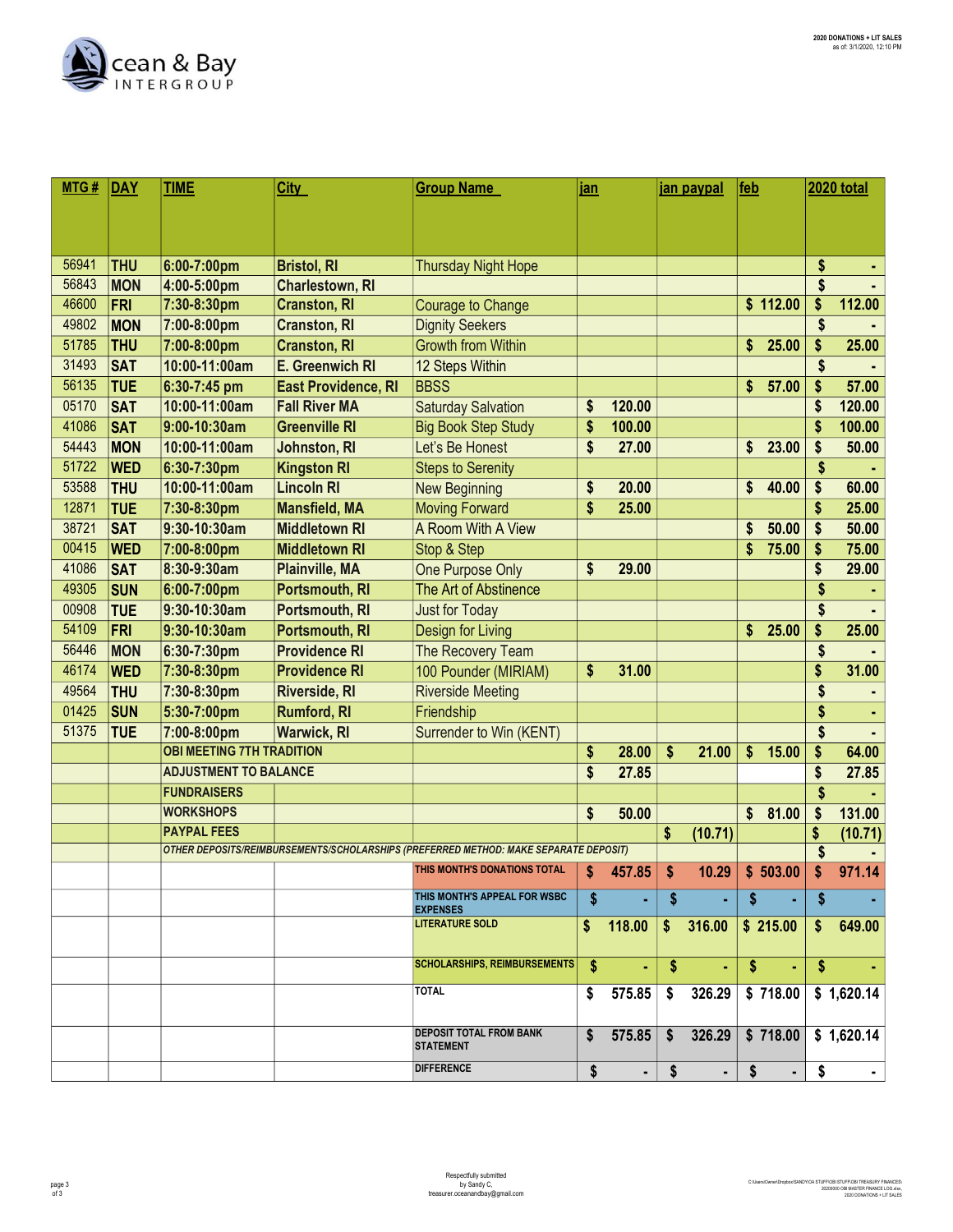Ocean & Bay INTERGROUP

**2020 DONATIONS + LIT SALES**
as of: 3/1/2020, 12:10 PM

| MTG # | DAY | TIME | City | Group Name | jan | jan paypal | feb | 2020 total |
|---|---|---|---|---|---|---|---|---|
| 56941 | THU | 6:00-7:00pm | Bristol, RI | Thursday Night Hope | | | | $ - |
| 56843 | MON | 4:00-5:00pm | Charlestown, RI | | | | | $ - |
| 46600 | FRI | 7:30-8:30pm | Cranston, RI | Courage to Change | | | $ 112.00 | $ 112.00 |
| 49802 | MON | 7:00-8:00pm | Cranston, RI | Dignity Seekers | | | | $ - |
| 51785 | THU | 7:00-8:00pm | Cranston, RI | Growth from Within | | | $ 25.00 | $ 25.00 |
| 31493 | SAT | 10:00-11:00am | E. Greenwich RI | 12 Steps Within | | | | $ - |
| 56135 | TUE | 6:30-7:45 pm | East Providence, RI | BBSS | | | $ 57.00 | $ 57.00 |
| 05170 | SAT | 10:00-11:00am | Fall River MA | Saturday Salvation | $ 120.00 | | | $ 120.00 |
| 41086 | SAT | 9:00-10:30am | Greenville RI | Big Book Step Study | $ 100.00 | | | $ 100.00 |
| 54443 | MON | 10:00-11:00am | Johnston, RI | Let's Be Honest | $ 27.00 | | $ 23.00 | $ 50.00 |
| 51722 | WED | 6:30-7:30pm | Kingston RI | Steps to Serenity | | | | $ - |
| 53588 | THU | 10:00-11:00am | Lincoln RI | New Beginning | $ 20.00 | | $ 40.00 | $ 60.00 |
| 12871 | TUE | 7:30-8:30pm | Mansfield, MA | Moving Forward | $ 25.00 | | | $ 25.00 |
| 38721 | SAT | 9:30-10:30am | Middletown RI | A Room With A View | | | $ 50.00 | $ 50.00 |
| 00415 | WED | 7:00-8:00pm | Middletown RI | Stop & Step | | | $ 75.00 | $ 75.00 |
| 41086 | SAT | 8:30-9:30am | Plainville, MA | One Purpose Only | $ 29.00 | | | $ 29.00 |
| 49305 | SUN | 6:00-7:00pm | Portsmouth, RI | The Art of Abstinence | | | | $ - |
| 00908 | TUE | 9:30-10:30am | Portsmouth, RI | Just for Today | | | | $ - |
| 54109 | FRI | 9:30-10:30am | Portsmouth, RI | Design for Living | | | $ 25.00 | $ 25.00 |
| 56446 | MON | 6:30-7:30pm | Providence RI | The Recovery Team | | | | $ - |
| 46174 | WED | 7:30-8:30pm | Providence RI | 100 Pounder (MIRIAM) | $ 31.00 | | | $ 31.00 |
| 49564 | THU | 7:30-8:30pm | Riverside, RI | Riverside Meeting | | | | $ - |
| 01425 | SUN | 5:30-7:00pm | Rumford, RI | Friendship | | | | $ - |
| 51375 | TUE | 7:00-8:00pm | Warwick, RI | Surrender to Win (KENT) | | | | $ - |
| | | OBI MEETING 7TH TRADITION | | | $ 28.00 | $ 21.00 | $ 15.00 | $ 64.00 |
| | | ADJUSTMENT TO BALANCE | | | $ 27.85 | | | $ 27.85 |
| | | FUNDRAISERS | | | | | | $ - |
| | | WORKSHOPS | | | $ 50.00 | | $ 81.00 | $ 131.00 |
| | | PAYPAL FEES | | | | $ (10.71) | | $ (10.71) |
| | | *OTHER DEPOSITS/REIMBURSEMENTS/SCHOLARSHIPS (PREFERRED METHOD: MAKE SEPARATE DEPOSIT)* | | | | | | $ - |
| | | | | THIS MONTH'S DONATIONS TOTAL | $ 457.85 | $ 10.29 | $ 503.00 | $ 971.14 |
| | | | | THIS MONTH'S APPEAL FOR WSBC EXPENSES | $ - | $ - | $ - | $ - |
| | | | | LITERATURE SOLD | $ 118.00 | $ 316.00 | $ 215.00 | $ 649.00 |
| | | | | SCHOLARSHIPS, REIMBURSEMENTS | $ - | $ - | $ - | $ - |
| | | | | TOTAL | $ 575.85 | $ 326.29 | $ 718.00 | $ 1,620.14 |
| | | | | DEPOSIT TOTAL FROM BANK STATEMENT | $ 575.85 | $ 326.29 | $ 718.00 | $ 1,620.14 |
| | | | | DIFFERENCE | $ - | $ - | $ - | $ - |

Respectfully submitted
by Sandy C,
treasurer.oceanandbay@gmail.com